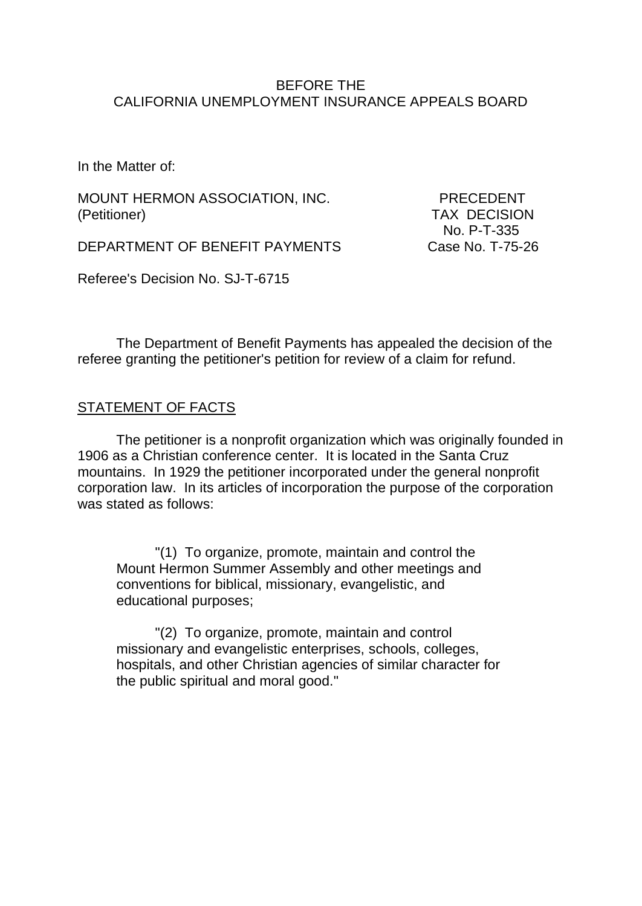BEFORE THE
CALIFORNIA UNEMPLOYMENT INSURANCE APPEALS BOARD

In the Matter of:

MOUNT HERMON ASSOCIATION, INC.
(Petitioner)

DEPARTMENT OF BENEFIT PAYMENTS

PRECEDENT
TAX DECISION
No. P-T-335
Case No. T-75-26

Referee's Decision No. SJ-T-6715

The Department of Benefit Payments has appealed the decision of the referee granting the petitioner's petition for review of a claim for refund.

## STATEMENT OF FACTS

The petitioner is a nonprofit organization which was originally founded in 1906 as a Christian conference center. It is located in the Santa Cruz mountains. In 1929 the petitioner incorporated under the general nonprofit corporation law. In its articles of incorporation the purpose of the corporation was stated as follows:

> "(1) To organize, promote, maintain and control the Mount Hermon Summer Assembly and other meetings and conventions for biblical, missionary, evangelistic, and educational purposes;
>
> "(2) To organize, promote, maintain and control missionary and evangelistic enterprises, schools, colleges, hospitals, and other Christian agencies of similar character for the public spiritual and moral good."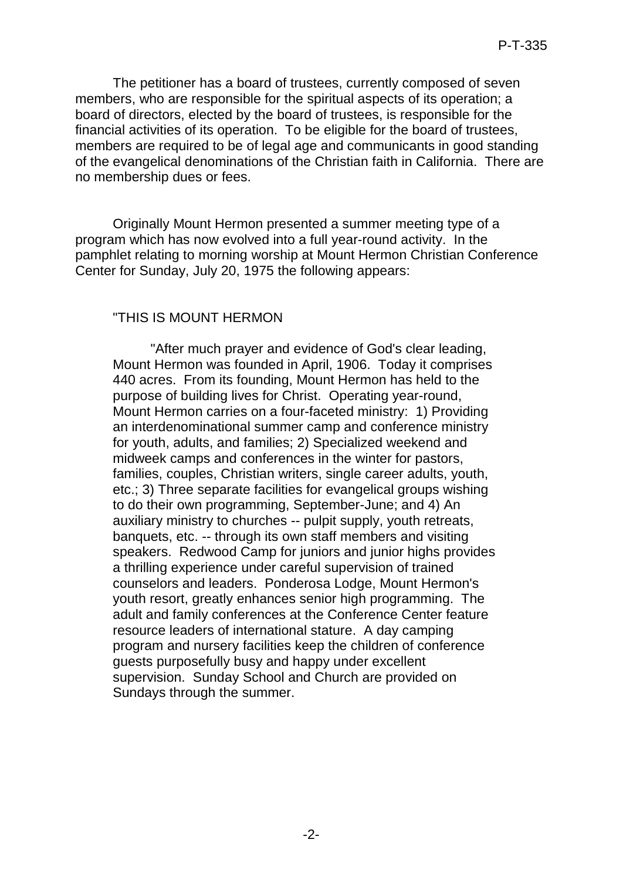The petitioner has a board of trustees, currently composed of seven members, who are responsible for the spiritual aspects of its operation; a board of directors, elected by the board of trustees, is responsible for the financial activities of its operation. To be eligible for the board of trustees, members are required to be of legal age and communicants in good standing of the evangelical denominations of the Christian faith in California. There are no membership dues or fees.

Originally Mount Hermon presented a summer meeting type of a program which has now evolved into a full year-round activity. In the pamphlet relating to morning worship at Mount Hermon Christian Conference Center for Sunday, July 20, 1975 the following appears:

> "THIS IS MOUNT HERMON
>
> "After much prayer and evidence of God's clear leading, Mount Hermon was founded in April, 1906. Today it comprises 440 acres. From its founding, Mount Hermon has held to the purpose of building lives for Christ. Operating year-round, Mount Hermon carries on a four-faceted ministry: 1) Providing an interdenominational summer camp and conference ministry for youth, adults, and families; 2) Specialized weekend and midweek camps and conferences in the winter for pastors, families, couples, Christian writers, single career adults, youth, etc.; 3) Three separate facilities for evangelical groups wishing to do their own programming, September-June; and 4) An auxiliary ministry to churches -- pulpit supply, youth retreats, banquets, etc. -- through its own staff members and visiting speakers. Redwood Camp for juniors and junior highs provides a thrilling experience under careful supervision of trained counselors and leaders. Ponderosa Lodge, Mount Hermon's youth resort, greatly enhances senior high programming. The adult and family conferences at the Conference Center feature resource leaders of international stature. A day camping program and nursery facilities keep the children of conference guests purposefully busy and happy under excellent supervision. Sunday School and Church are provided on Sundays through the summer.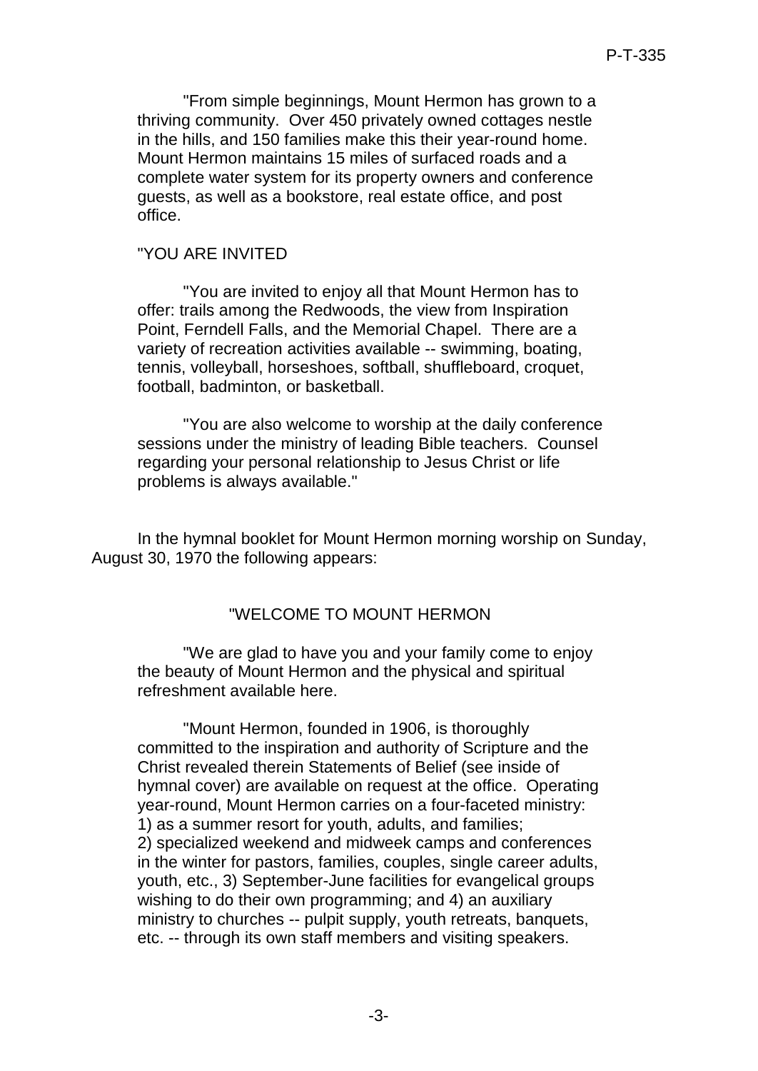"From simple beginnings, Mount Hermon has grown to a thriving community. Over 450 privately owned cottages nestle in the hills, and 150 families make this their year-round home. Mount Hermon maintains 15 miles of surfaced roads and a complete water system for its property owners and conference guests, as well as a bookstore, real estate office, and post office.

"YOU ARE INVITED

"You are invited to enjoy all that Mount Hermon has to offer: trails among the Redwoods, the view from Inspiration Point, Ferndell Falls, and the Memorial Chapel. There are a variety of recreation activities available -- swimming, boating, tennis, volleyball, horseshoes, softball, shuffleboard, croquet, football, badminton, or basketball.

"You are also welcome to worship at the daily conference sessions under the ministry of leading Bible teachers. Counsel regarding your personal relationship to Jesus Christ or life problems is always available."

In the hymnal booklet for Mount Hermon morning worship on Sunday, August 30, 1970 the following appears:

"WELCOME TO MOUNT HERMON

"We are glad to have you and your family come to enjoy the beauty of Mount Hermon and the physical and spiritual refreshment available here.

"Mount Hermon, founded in 1906, is thoroughly committed to the inspiration and authority of Scripture and the Christ revealed therein Statements of Belief (see inside of hymnal cover) are available on request at the office. Operating year-round, Mount Hermon carries on a four-faceted ministry: 1) as a summer resort for youth, adults, and families; 2) specialized weekend and midweek camps and conferences in the winter for pastors, families, couples, single career adults, youth, etc., 3) September-June facilities for evangelical groups wishing to do their own programming; and 4) an auxiliary ministry to churches -- pulpit supply, youth retreats, banquets, etc. -- through its own staff members and visiting speakers.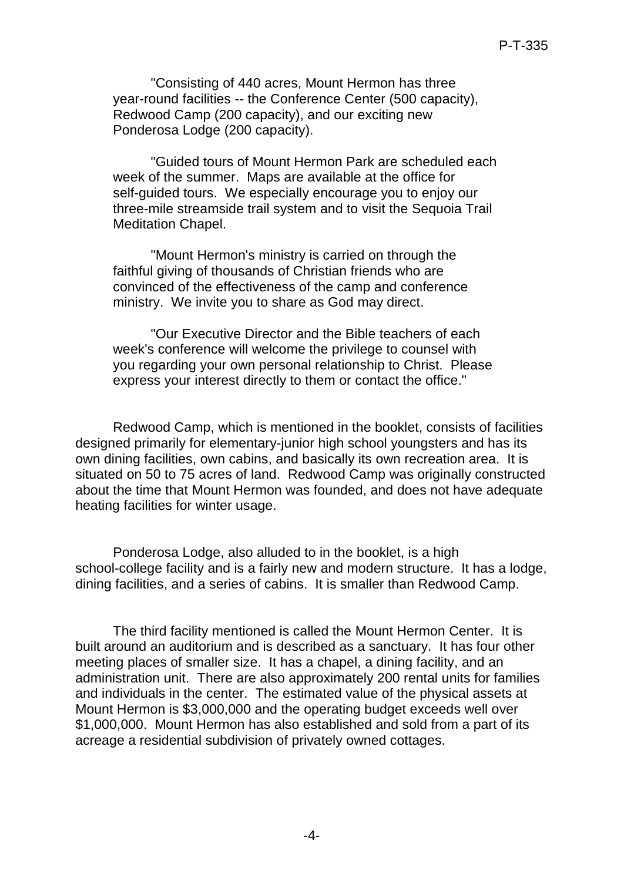"Consisting of 440 acres, Mount Hermon has three year-round facilities -- the Conference Center (500 capacity), Redwood Camp (200 capacity), and our exciting new Ponderosa Lodge (200 capacity).

"Guided tours of Mount Hermon Park are scheduled each week of the summer. Maps are available at the office for self-guided tours. We especially encourage you to enjoy our three-mile streamside trail system and to visit the Sequoia Trail Meditation Chapel.

"Mount Hermon's ministry is carried on through the faithful giving of thousands of Christian friends who are convinced of the effectiveness of the camp and conference ministry. We invite you to share as God may direct.

"Our Executive Director and the Bible teachers of each week's conference will welcome the privilege to counsel with you regarding your own personal relationship to Christ. Please express your interest directly to them or contact the office."

Redwood Camp, which is mentioned in the booklet, consists of facilities designed primarily for elementary-junior high school youngsters and has its own dining facilities, own cabins, and basically its own recreation area. It is situated on 50 to 75 acres of land. Redwood Camp was originally constructed about the time that Mount Hermon was founded, and does not have adequate heating facilities for winter usage.

Ponderosa Lodge, also alluded to in the booklet, is a high school-college facility and is a fairly new and modern structure. It has a lodge, dining facilities, and a series of cabins. It is smaller than Redwood Camp.

The third facility mentioned is called the Mount Hermon Center. It is built around an auditorium and is described as a sanctuary. It has four other meeting places of smaller size. It has a chapel, a dining facility, and an administration unit. There are also approximately 200 rental units for families and individuals in the center. The estimated value of the physical assets at Mount Hermon is $3,000,000 and the operating budget exceeds well over $1,000,000. Mount Hermon has also established and sold from a part of its acreage a residential subdivision of privately owned cottages.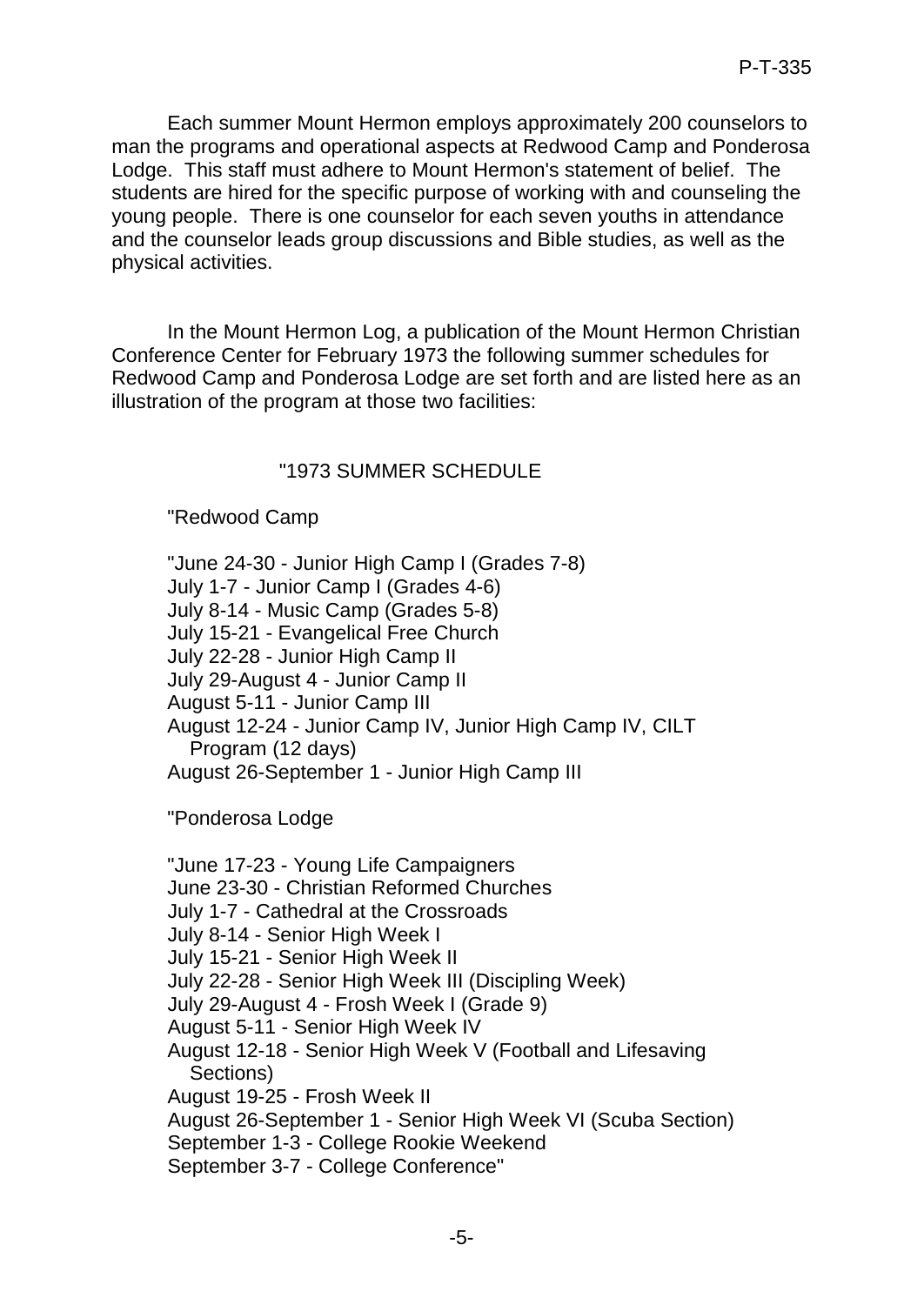Each summer Mount Hermon employs approximately 200 counselors to man the programs and operational aspects at Redwood Camp and Ponderosa Lodge. This staff must adhere to Mount Hermon's statement of belief. The students are hired for the specific purpose of working with and counseling the young people. There is one counselor for each seven youths in attendance and the counselor leads group discussions and Bible studies, as well as the physical activities.

In the Mount Hermon Log, a publication of the Mount Hermon Christian Conference Center for February 1973 the following summer schedules for Redwood Camp and Ponderosa Lodge are set forth and are listed here as an illustration of the program at those two facilities:

"1973 SUMMER SCHEDULE

"Redwood Camp

"June 24-30 - Junior High Camp I (Grades 7-8)
July 1-7 - Junior Camp I (Grades 4-6)
July 8-14 - Music Camp (Grades 5-8)
July 15-21 - Evangelical Free Church
July 22-28 - Junior High Camp II
July 29-August 4 - Junior Camp II
August 5-11 - Junior Camp III
August 12-24 - Junior Camp IV, Junior High Camp IV, CILT Program (12 days)
August 26-September 1 - Junior High Camp III

"Ponderosa Lodge

"June 17-23 - Young Life Campaigners
June 23-30 - Christian Reformed Churches
July 1-7 - Cathedral at the Crossroads
July 8-14 - Senior High Week I
July 15-21 - Senior High Week II
July 22-28 - Senior High Week III (Discipling Week)
July 29-August 4 - Frosh Week I (Grade 9)
August 5-11 - Senior High Week IV
August 12-18 - Senior High Week V (Football and Lifesaving Sections)
August 19-25 - Frosh Week II
August 26-September 1 - Senior High Week VI (Scuba Section)
September 1-3 - College Rookie Weekend
September 3-7 - College Conference"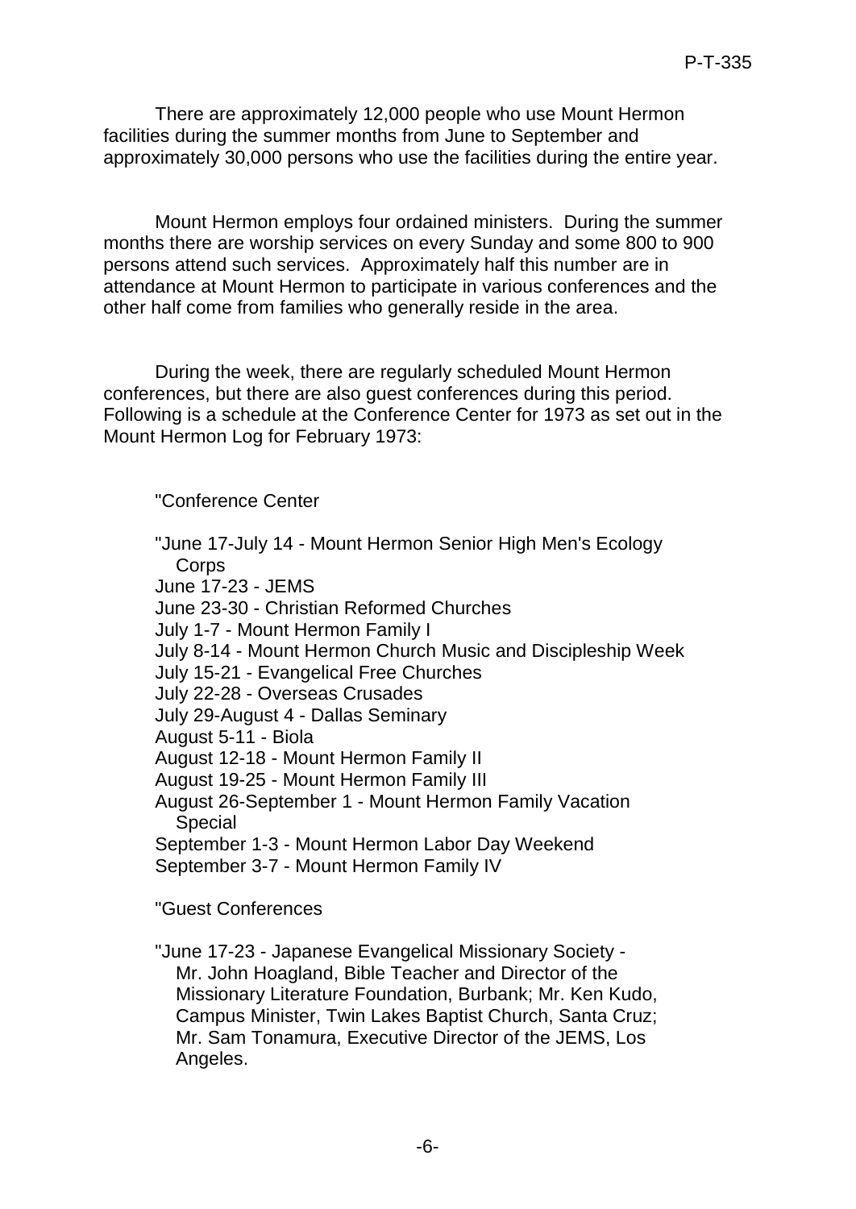There are approximately 12,000 people who use Mount Hermon facilities during the summer months from June to September and approximately 30,000 persons who use the facilities during the entire year.

Mount Hermon employs four ordained ministers. During the summer months there are worship services on every Sunday and some 800 to 900 persons attend such services. Approximately half this number are in attendance at Mount Hermon to participate in various conferences and the other half come from families who generally reside in the area.

During the week, there are regularly scheduled Mount Hermon conferences, but there are also guest conferences during this period. Following is a schedule at the Conference Center for 1973 as set out in the Mount Hermon Log for February 1973:

> "Conference Center
>
> "June 17-July 14 - Mount Hermon Senior High Men's Ecology Corps
> June 17-23 - JEMS
> June 23-30 - Christian Reformed Churches
> July 1-7 - Mount Hermon Family I
> July 8-14 - Mount Hermon Church Music and Discipleship Week
> July 15-21 - Evangelical Free Churches
> July 22-28 - Overseas Crusades
> July 29-August 4 - Dallas Seminary
> August 5-11 - Biola
> August 12-18 - Mount Hermon Family II
> August 19-25 - Mount Hermon Family III
> August 26-September 1 - Mount Hermon Family Vacation Special
> September 1-3 - Mount Hermon Labor Day Weekend
> September 3-7 - Mount Hermon Family IV
>
> "Guest Conferences
>
> "June 17-23 - Japanese Evangelical Missionary Society - Mr. John Hoagland, Bible Teacher and Director of the Missionary Literature Foundation, Burbank; Mr. Ken Kudo, Campus Minister, Twin Lakes Baptist Church, Santa Cruz; Mr. Sam Tonamura, Executive Director of the JEMS, Los Angeles.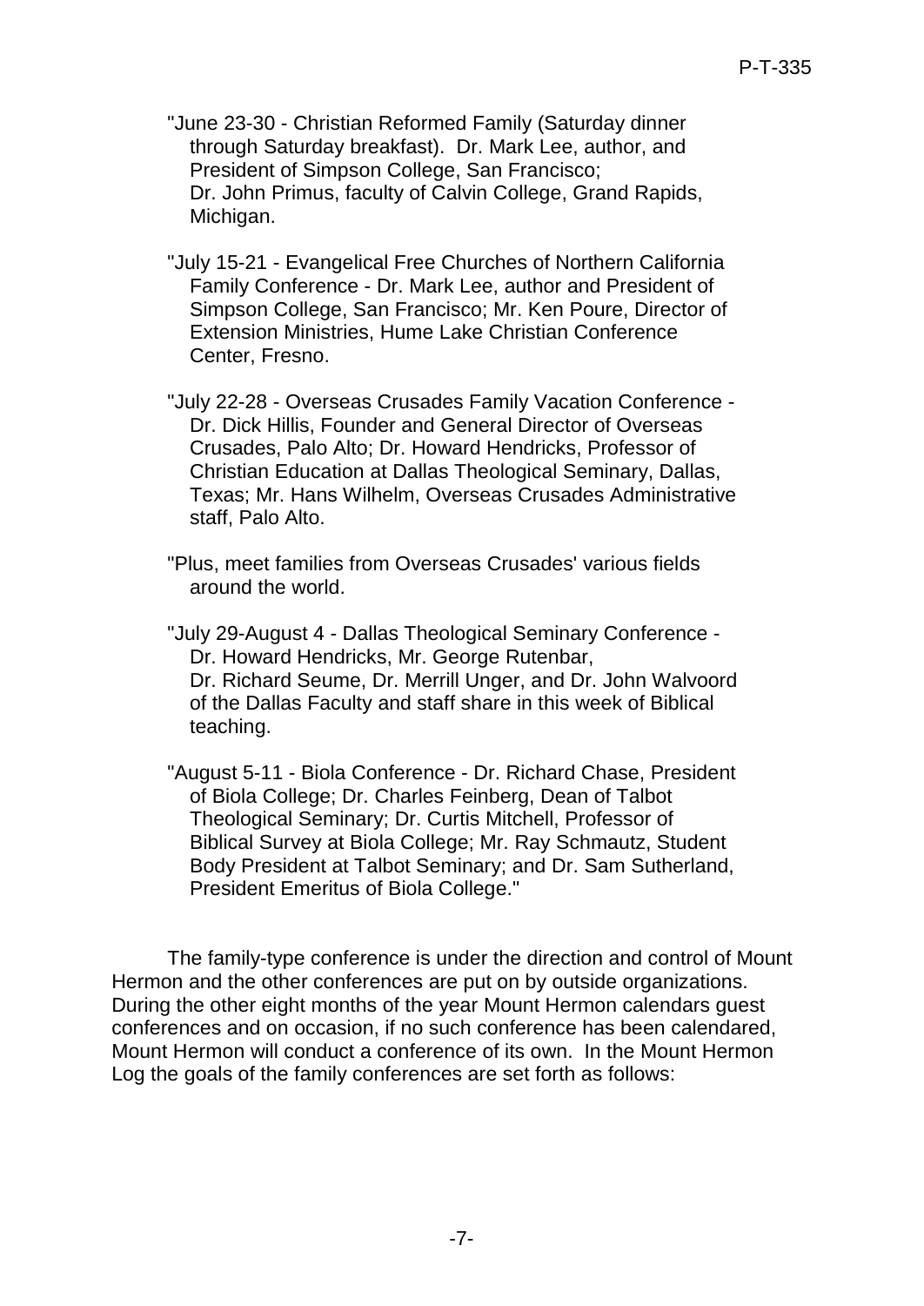"June 23-30 - Christian Reformed Family (Saturday dinner through Saturday breakfast). Dr. Mark Lee, author, and President of Simpson College, San Francisco; Dr. John Primus, faculty of Calvin College, Grand Rapids, Michigan.

"July 15-21 - Evangelical Free Churches of Northern California Family Conference - Dr. Mark Lee, author and President of Simpson College, San Francisco; Mr. Ken Poure, Director of Extension Ministries, Hume Lake Christian Conference Center, Fresno.

"July 22-28 - Overseas Crusades Family Vacation Conference - Dr. Dick Hillis, Founder and General Director of Overseas Crusades, Palo Alto; Dr. Howard Hendricks, Professor of Christian Education at Dallas Theological Seminary, Dallas, Texas; Mr. Hans Wilhelm, Overseas Crusades Administrative staff, Palo Alto.

"Plus, meet families from Overseas Crusades' various fields around the world.

"July 29-August 4 - Dallas Theological Seminary Conference - Dr. Howard Hendricks, Mr. George Rutenbar, Dr. Richard Seume, Dr. Merrill Unger, and Dr. John Walvoord of the Dallas Faculty and staff share in this week of Biblical teaching.

"August 5-11 - Biola Conference - Dr. Richard Chase, President of Biola College; Dr. Charles Feinberg, Dean of Talbot Theological Seminary; Dr. Curtis Mitchell, Professor of Biblical Survey at Biola College; Mr. Ray Schmautz, Student Body President at Talbot Seminary; and Dr. Sam Sutherland, President Emeritus of Biola College."

The family-type conference is under the direction and control of Mount Hermon and the other conferences are put on by outside organizations. During the other eight months of the year Mount Hermon calendars guest conferences and on occasion, if no such conference has been calendared, Mount Hermon will conduct a conference of its own. In the Mount Hermon Log the goals of the family conferences are set forth as follows: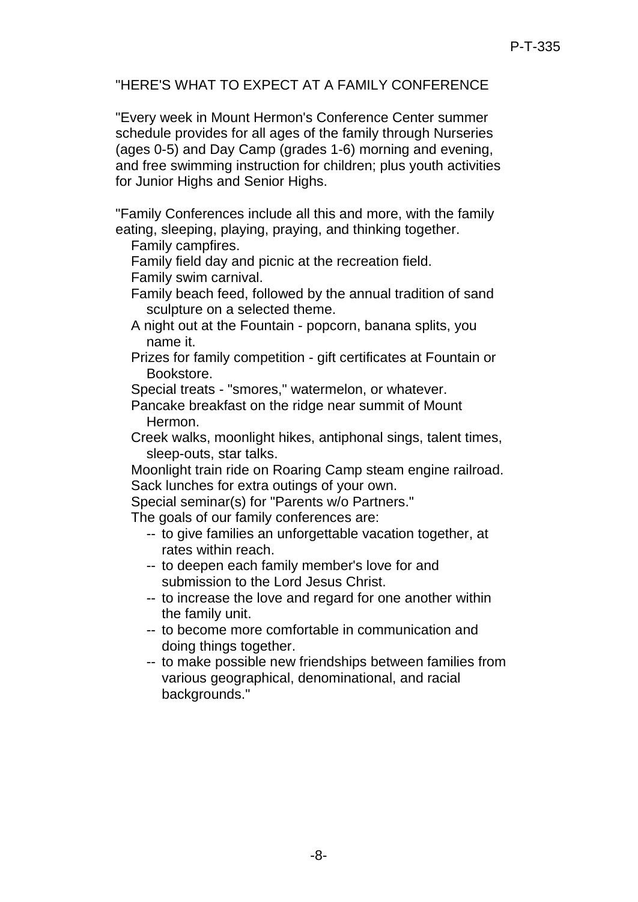"HERE'S WHAT TO EXPECT AT A FAMILY CONFERENCE

"Every week in Mount Hermon's Conference Center summer schedule provides for all ages of the family through Nurseries (ages 0-5) and Day Camp (grades 1-6) morning and evening, and free swimming instruction for children; plus youth activities for Junior Highs and Senior Highs.

"Family Conferences include all this and more, with the family eating, sleeping, playing, praying, and thinking together.

- Family campfires.
- Family field day and picnic at the recreation field.
- Family swim carnival.
- Family beach feed, followed by the annual tradition of sand sculpture on a selected theme.
- A night out at the Fountain - popcorn, banana splits, you name it.
- Prizes for family competition - gift certificates at Fountain or Bookstore.
- Special treats - "smores," watermelon, or whatever.
- Pancake breakfast on the ridge near summit of Mount Hermon.
- Creek walks, moonlight hikes, antiphonal sings, talent times, sleep-outs, star talks.
- Moonlight train ride on Roaring Camp steam engine railroad.
- Sack lunches for extra outings of your own.
- Special seminar(s) for "Parents w/o Partners."

The goals of our family conferences are:

- -- to give families an unforgettable vacation together, at rates within reach.
- -- to deepen each family member's love for and submission to the Lord Jesus Christ.
- -- to increase the love and regard for one another within the family unit.
- -- to become more comfortable in communication and doing things together.
- -- to make possible new friendships between families from various geographical, denominational, and racial backgrounds."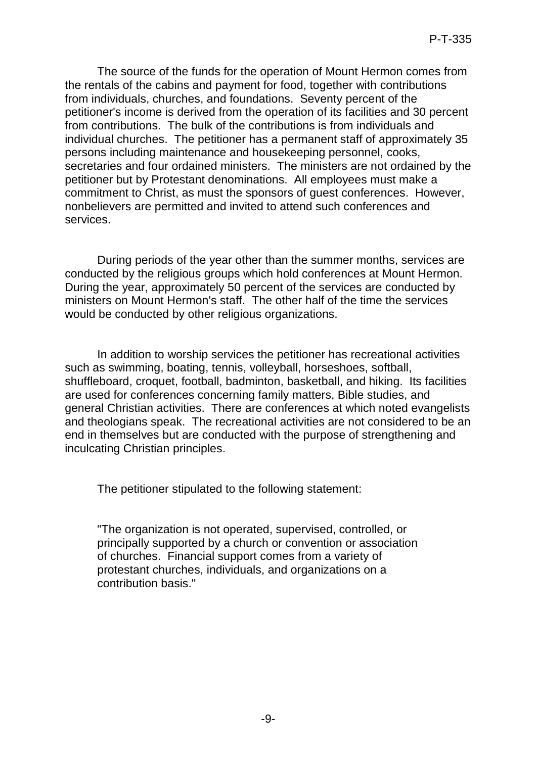The source of the funds for the operation of Mount Hermon comes from the rentals of the cabins and payment for food, together with contributions from individuals, churches, and foundations. Seventy percent of the petitioner's income is derived from the operation of its facilities and 30 percent from contributions. The bulk of the contributions is from individuals and individual churches. The petitioner has a permanent staff of approximately 35 persons including maintenance and housekeeping personnel, cooks, secretaries and four ordained ministers. The ministers are not ordained by the petitioner but by Protestant denominations. All employees must make a commitment to Christ, as must the sponsors of guest conferences. However, nonbelievers are permitted and invited to attend such conferences and services.

During periods of the year other than the summer months, services are conducted by the religious groups which hold conferences at Mount Hermon. During the year, approximately 50 percent of the services are conducted by ministers on Mount Hermon's staff. The other half of the time the services would be conducted by other religious organizations.

In addition to worship services the petitioner has recreational activities such as swimming, boating, tennis, volleyball, horseshoes, softball, shuffleboard, croquet, football, badminton, basketball, and hiking. Its facilities are used for conferences concerning family matters, Bible studies, and general Christian activities. There are conferences at which noted evangelists and theologians speak. The recreational activities are not considered to be an end in themselves but are conducted with the purpose of strengthening and inculcating Christian principles.

The petitioner stipulated to the following statement:

> "The organization is not operated, supervised, controlled, or principally supported by a church or convention or association of churches. Financial support comes from a variety of protestant churches, individuals, and organizations on a contribution basis."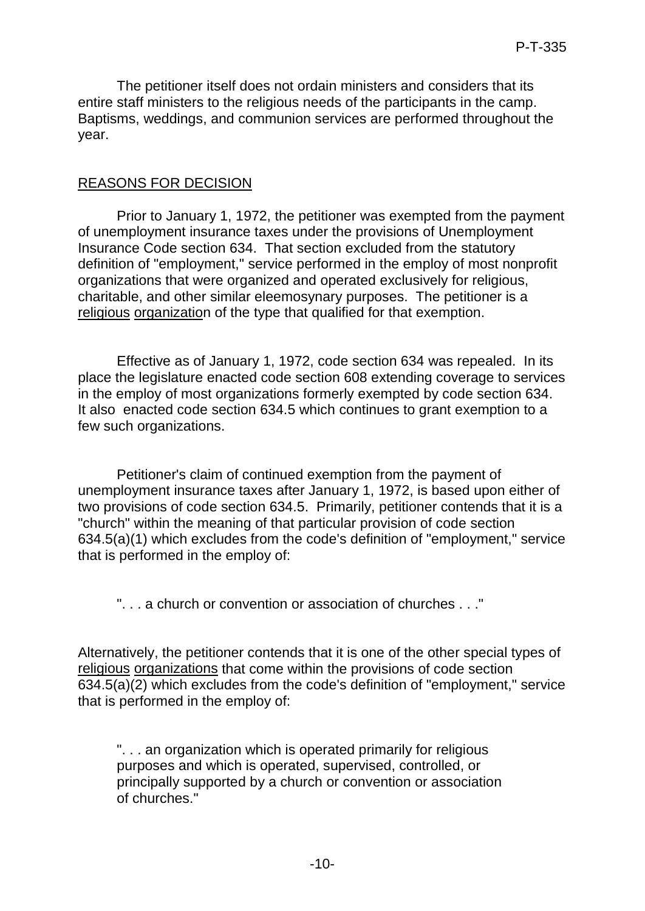The petitioner itself does not ordain ministers and considers that its entire staff ministers to the religious needs of the participants in the camp. Baptisms, weddings, and communion services are performed throughout the year.

## REASONS FOR DECISION

Prior to January 1, 1972, the petitioner was exempted from the payment of unemployment insurance taxes under the provisions of Unemployment Insurance Code section 634. That section excluded from the statutory definition of "employment," service performed in the employ of most nonprofit organizations that were organized and operated exclusively for religious, charitable, and other similar eleemosynary purposes. The petitioner is a religious organization of the type that qualified for that exemption.

Effective as of January 1, 1972, code section 634 was repealed. In its place the legislature enacted code section 608 extending coverage to services in the employ of most organizations formerly exempted by code section 634. It also enacted code section 634.5 which continues to grant exemption to a few such organizations.

Petitioner's claim of continued exemption from the payment of unemployment insurance taxes after January 1, 1972, is based upon either of two provisions of code section 634.5. Primarily, petitioner contends that it is a "church" within the meaning of that particular provision of code section 634.5(a)(1) which excludes from the code's definition of "employment," service that is performed in the employ of:

> ". . . a church or convention or association of churches . . ."

Alternatively, the petitioner contends that it is one of the other special types of religious organizations that come within the provisions of code section 634.5(a)(2) which excludes from the code's definition of "employment," service that is performed in the employ of:

> ". . . an organization which is operated primarily for religious purposes and which is operated, supervised, controlled, or principally supported by a church or convention or association of churches."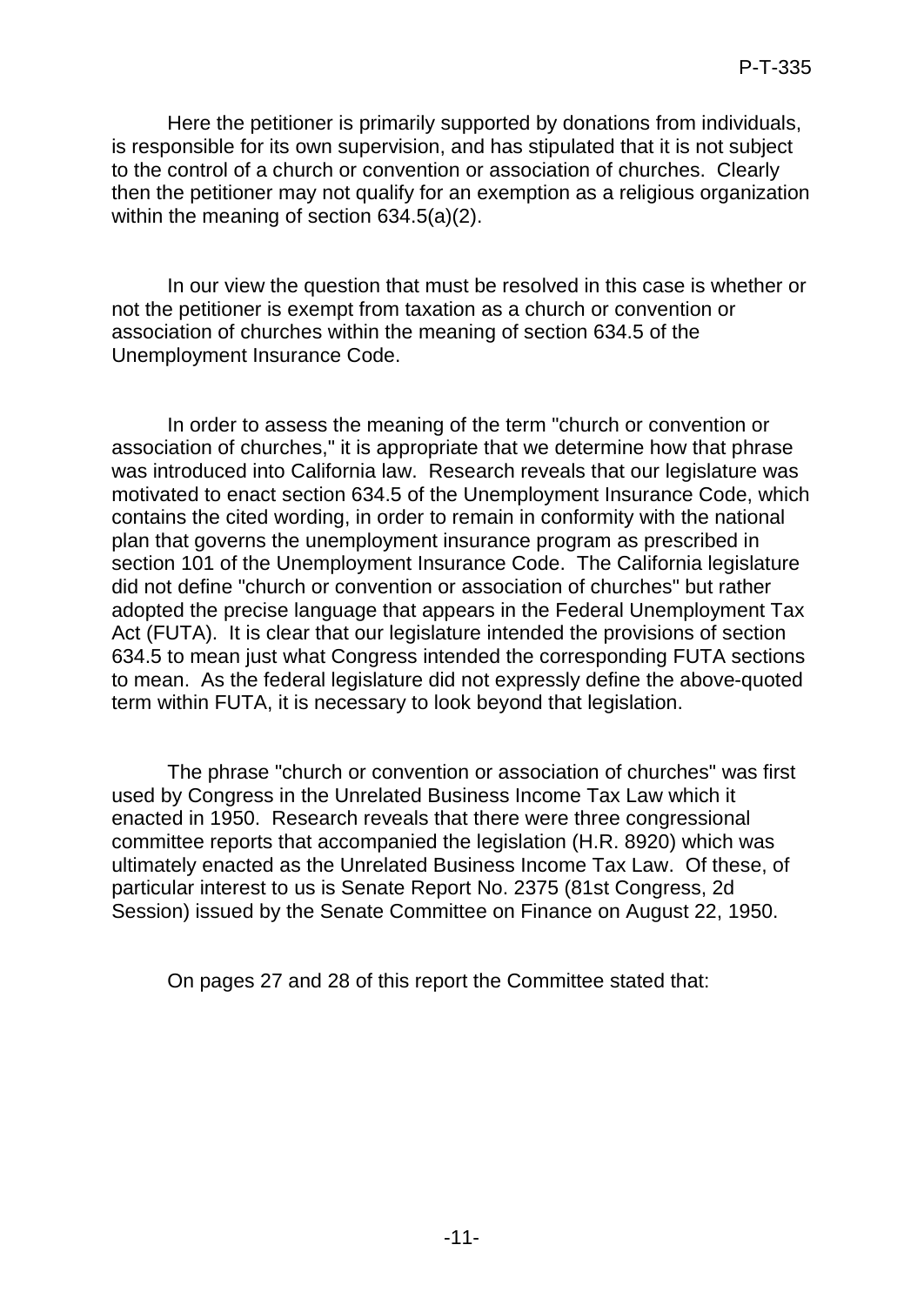Here the petitioner is primarily supported by donations from individuals, is responsible for its own supervision, and has stipulated that it is not subject to the control of a church or convention or association of churches. Clearly then the petitioner may not qualify for an exemption as a religious organization within the meaning of section 634.5(a)(2).

In our view the question that must be resolved in this case is whether or not the petitioner is exempt from taxation as a church or convention or association of churches within the meaning of section 634.5 of the Unemployment Insurance Code.

In order to assess the meaning of the term "church or convention or association of churches," it is appropriate that we determine how that phrase was introduced into California law. Research reveals that our legislature was motivated to enact section 634.5 of the Unemployment Insurance Code, which contains the cited wording, in order to remain in conformity with the national plan that governs the unemployment insurance program as prescribed in section 101 of the Unemployment Insurance Code. The California legislature did not define "church or convention or association of churches" but rather adopted the precise language that appears in the Federal Unemployment Tax Act (FUTA). It is clear that our legislature intended the provisions of section 634.5 to mean just what Congress intended the corresponding FUTA sections to mean. As the federal legislature did not expressly define the above-quoted term within FUTA, it is necessary to look beyond that legislation.

The phrase "church or convention or association of churches" was first used by Congress in the Unrelated Business Income Tax Law which it enacted in 1950. Research reveals that there were three congressional committee reports that accompanied the legislation (H.R. 8920) which was ultimately enacted as the Unrelated Business Income Tax Law. Of these, of particular interest to us is Senate Report No. 2375 (81st Congress, 2d Session) issued by the Senate Committee on Finance on August 22, 1950.

On pages 27 and 28 of this report the Committee stated that: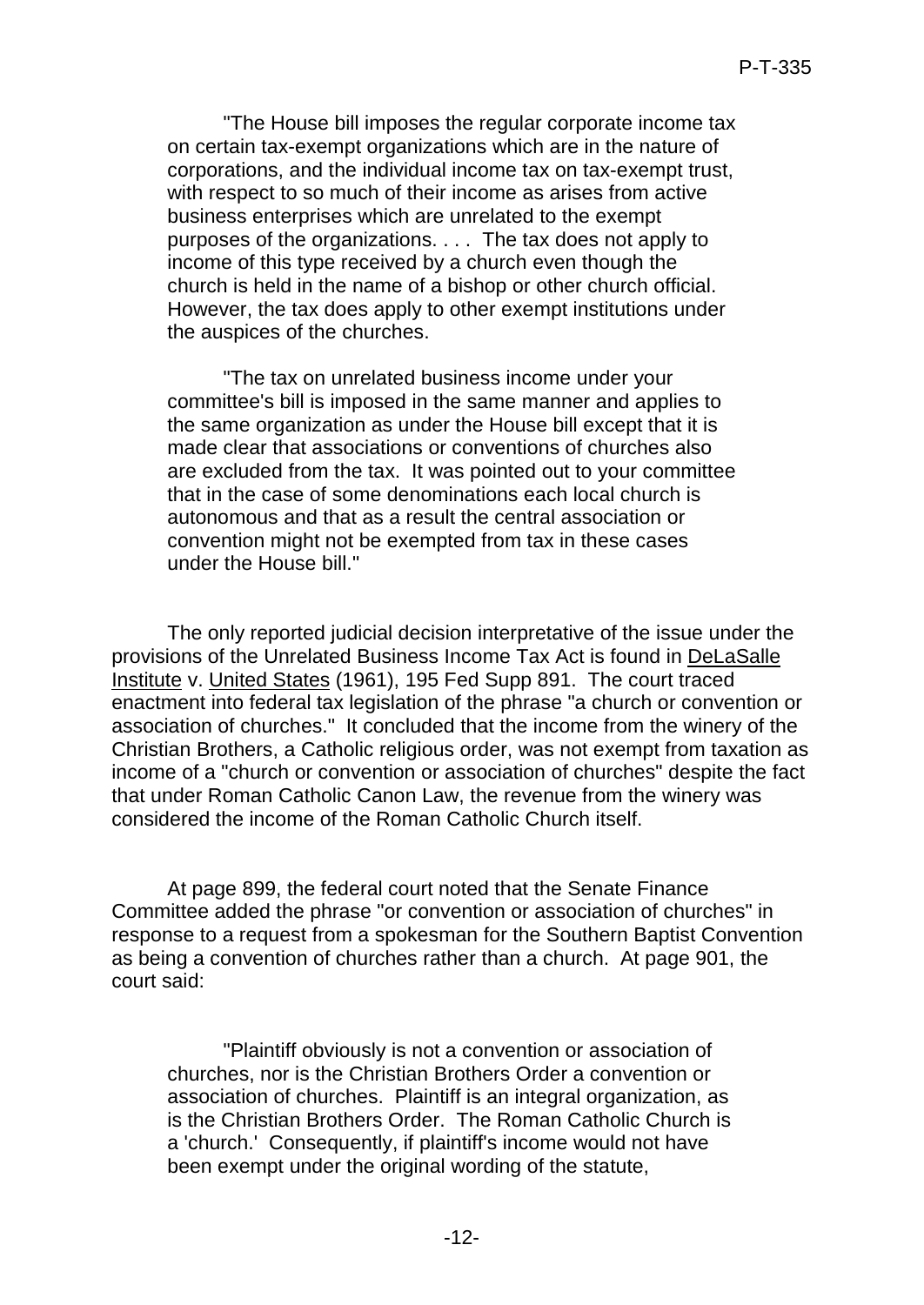> "The House bill imposes the regular corporate income tax on certain tax-exempt organizations which are in the nature of corporations, and the individual income tax on tax-exempt trust, with respect to so much of their income as arises from active business enterprises which are unrelated to the exempt purposes of the organizations. . . . The tax does not apply to income of this type received by a church even though the church is held in the name of a bishop or other church official. However, the tax does apply to other exempt institutions under the auspices of the churches.
>
> "The tax on unrelated business income under your committee's bill is imposed in the same manner and applies to the same organization as under the House bill except that it is made clear that associations or conventions of churches also are excluded from the tax. It was pointed out to your committee that in the case of some denominations each local church is autonomous and that as a result the central association or convention might not be exempted from tax in these cases under the House bill."

The only reported judicial decision interpretative of the issue under the provisions of the Unrelated Business Income Tax Act is found in DeLaSalle Institute v. United States (1961), 195 Fed Supp 891. The court traced enactment into federal tax legislation of the phrase "a church or convention or association of churches." It concluded that the income from the winery of the Christian Brothers, a Catholic religious order, was not exempt from taxation as income of a "church or convention or association of churches" despite the fact that under Roman Catholic Canon Law, the revenue from the winery was considered the income of the Roman Catholic Church itself.

At page 899, the federal court noted that the Senate Finance Committee added the phrase "or convention or association of churches" in response to a request from a spokesman for the Southern Baptist Convention as being a convention of churches rather than a church. At page 901, the court said:

> "Plaintiff obviously is not a convention or association of churches, nor is the Christian Brothers Order a convention or association of churches. Plaintiff is an integral organization, as is the Christian Brothers Order. The Roman Catholic Church is a 'church.' Consequently, if plaintiff's income would not have been exempt under the original wording of the statute,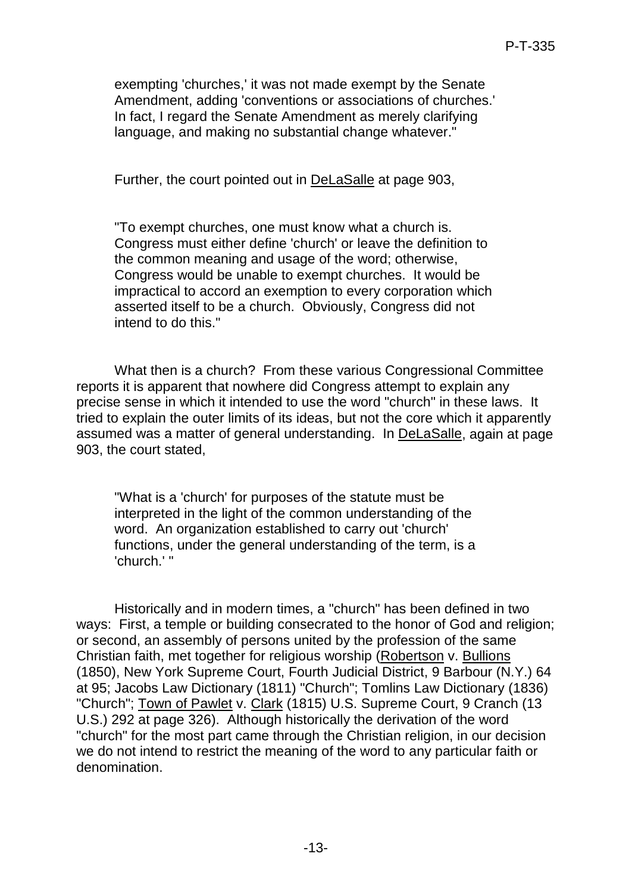exempting 'churches,' it was not made exempt by the Senate Amendment, adding 'conventions or associations of churches.' In fact, I regard the Senate Amendment as merely clarifying language, and making no substantial change whatever."

Further, the court pointed out in DeLaSalle at page 903,

> "To exempt churches, one must know what a church is. Congress must either define 'church' or leave the definition to the common meaning and usage of the word; otherwise, Congress would be unable to exempt churches. It would be impractical to accord an exemption to every corporation which asserted itself to be a church. Obviously, Congress did not intend to do this."

What then is a church? From these various Congressional Committee reports it is apparent that nowhere did Congress attempt to explain any precise sense in which it intended to use the word "church" in these laws. It tried to explain the outer limits of its ideas, but not the core which it apparently assumed was a matter of general understanding. In DeLaSalle, again at page 903, the court stated,

> "What is a 'church' for purposes of the statute must be interpreted in the light of the common understanding of the word. An organization established to carry out 'church' functions, under the general understanding of the term, is a 'church.' "

Historically and in modern times, a "church" has been defined in two ways: First, a temple or building consecrated to the honor of God and religion; or second, an assembly of persons united by the profession of the same Christian faith, met together for religious worship (Robertson v. Bullions (1850), New York Supreme Court, Fourth Judicial District, 9 Barbour (N.Y.) 64 at 95; Jacobs Law Dictionary (1811) "Church"; Tomlins Law Dictionary (1836) "Church"; Town of Pawlet v. Clark (1815) U.S. Supreme Court, 9 Cranch (13 U.S.) 292 at page 326). Although historically the derivation of the word "church" for the most part came through the Christian religion, in our decision we do not intend to restrict the meaning of the word to any particular faith or denomination.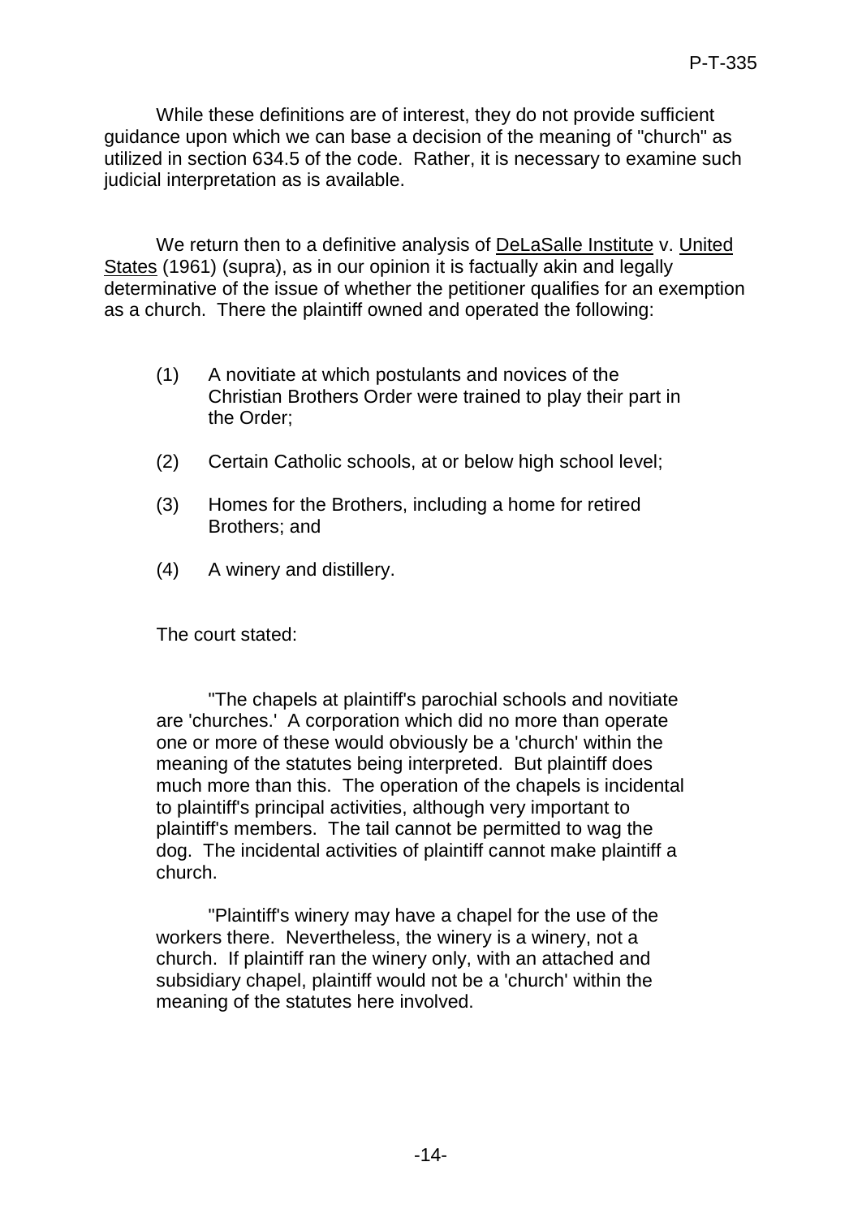While these definitions are of interest, they do not provide sufficient guidance upon which we can base a decision of the meaning of "church" as utilized in section 634.5 of the code. Rather, it is necessary to examine such judicial interpretation as is available.

We return then to a definitive analysis of DeLaSalle Institute v. United States (1961) (supra), as in our opinion it is factually akin and legally determinative of the issue of whether the petitioner qualifies for an exemption as a church. There the plaintiff owned and operated the following:

(1) A novitiate at which postulants and novices of the Christian Brothers Order were trained to play their part in the Order;

(2) Certain Catholic schools, at or below high school level;

(3) Homes for the Brothers, including a home for retired Brothers; and

(4) A winery and distillery.

The court stated:

> "The chapels at plaintiff's parochial schools and novitiate are 'churches.' A corporation which did no more than operate one or more of these would obviously be a 'church' within the meaning of the statutes being interpreted. But plaintiff does much more than this. The operation of the chapels is incidental to plaintiff's principal activities, although very important to plaintiff's members. The tail cannot be permitted to wag the dog. The incidental activities of plaintiff cannot make plaintiff a church.
>
> "Plaintiff's winery may have a chapel for the use of the workers there. Nevertheless, the winery is a winery, not a church. If plaintiff ran the winery only, with an attached and subsidiary chapel, plaintiff would not be a 'church' within the meaning of the statutes here involved.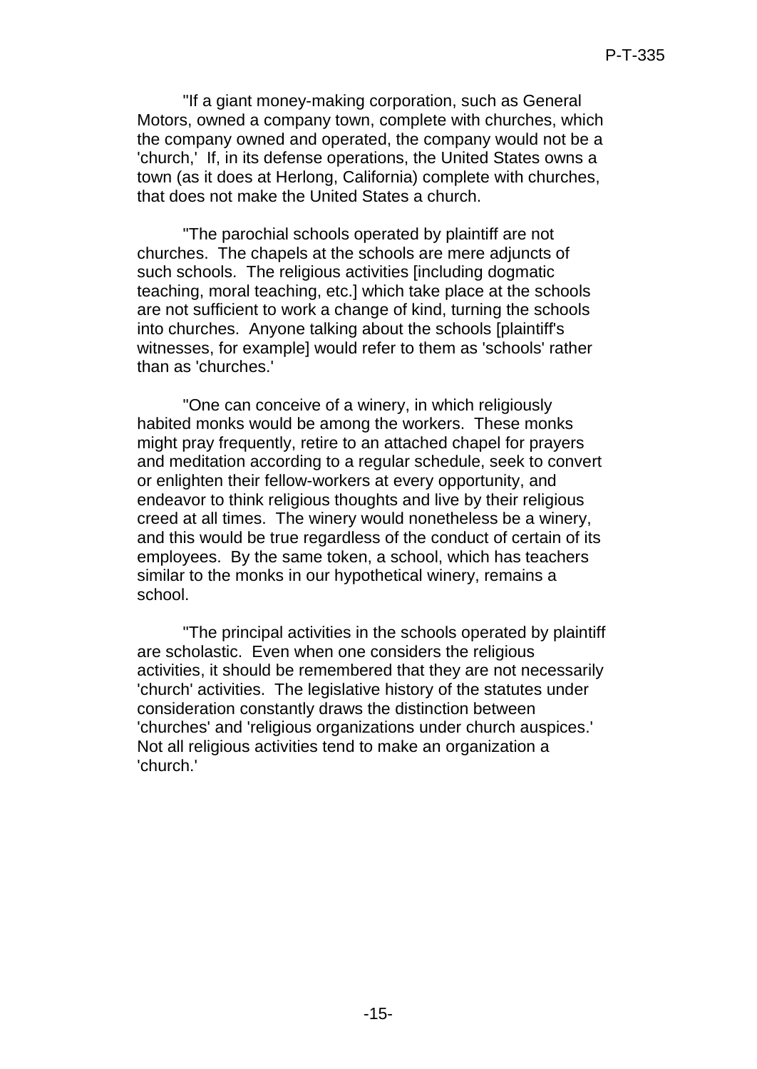"If a giant money-making corporation, such as General Motors, owned a company town, complete with churches, which the company owned and operated, the company would not be a 'church,' If, in its defense operations, the United States owns a town (as it does at Herlong, California) complete with churches, that does not make the United States a church.

"The parochial schools operated by plaintiff are not churches. The chapels at the schools are mere adjuncts of such schools. The religious activities [including dogmatic teaching, moral teaching, etc.] which take place at the schools are not sufficient to work a change of kind, turning the schools into churches. Anyone talking about the schools [plaintiff's witnesses, for example] would refer to them as 'schools' rather than as 'churches.'

"One can conceive of a winery, in which religiously habited monks would be among the workers. These monks might pray frequently, retire to an attached chapel for prayers and meditation according to a regular schedule, seek to convert or enlighten their fellow-workers at every opportunity, and endeavor to think religious thoughts and live by their religious creed at all times. The winery would nonetheless be a winery, and this would be true regardless of the conduct of certain of its employees. By the same token, a school, which has teachers similar to the monks in our hypothetical winery, remains a school.

"The principal activities in the schools operated by plaintiff are scholastic. Even when one considers the religious activities, it should be remembered that they are not necessarily 'church' activities. The legislative history of the statutes under consideration constantly draws the distinction between 'churches' and 'religious organizations under church auspices.' Not all religious activities tend to make an organization a 'church.'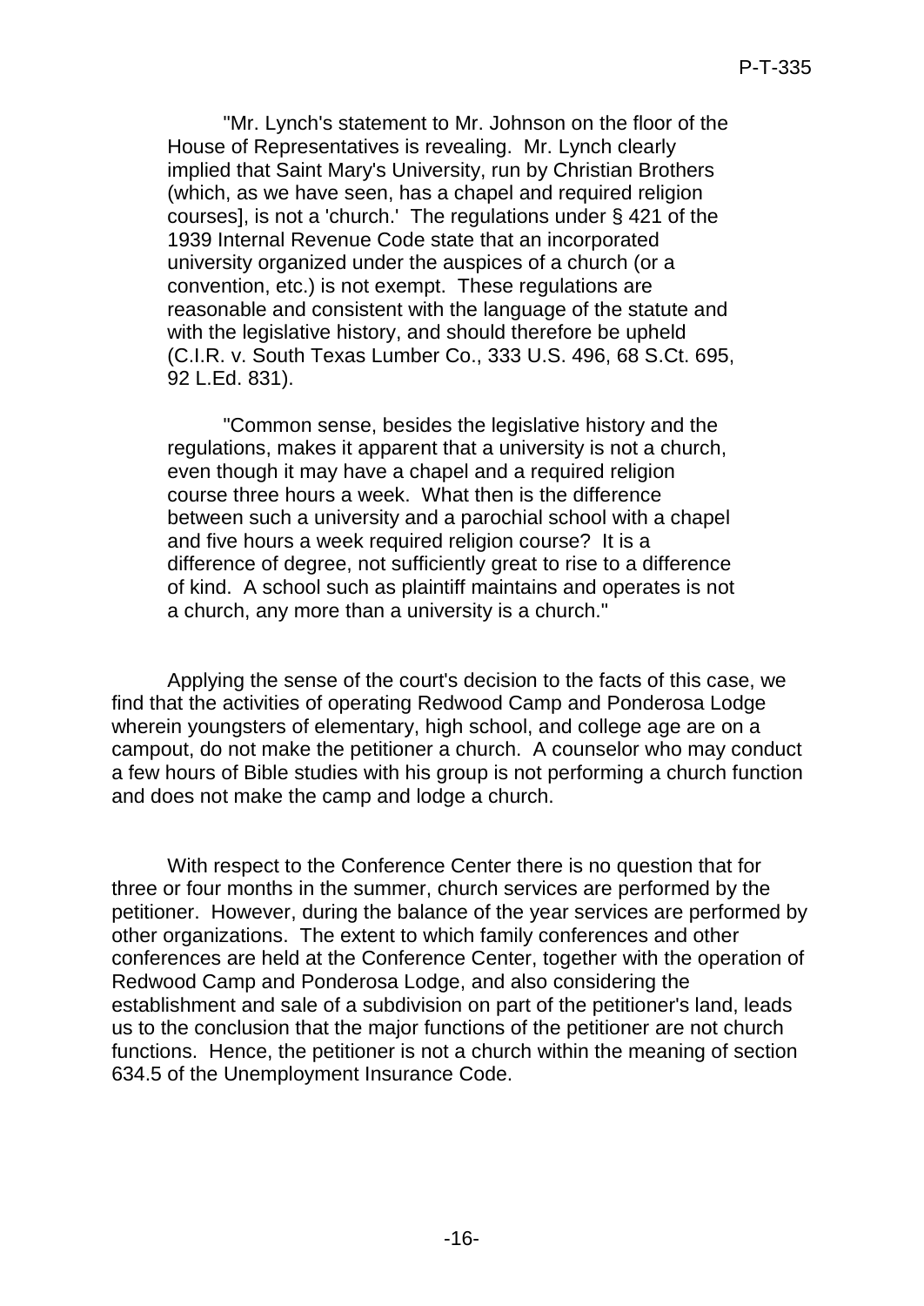"Mr. Lynch's statement to Mr. Johnson on the floor of the House of Representatives is revealing. Mr. Lynch clearly implied that Saint Mary's University, run by Christian Brothers (which, as we have seen, has a chapel and required religion courses], is not a 'church.' The regulations under § 421 of the 1939 Internal Revenue Code state that an incorporated university organized under the auspices of a church (or a convention, etc.) is not exempt. These regulations are reasonable and consistent with the language of the statute and with the legislative history, and should therefore be upheld (C.I.R. v. South Texas Lumber Co., 333 U.S. 496, 68 S.Ct. 695, 92 L.Ed. 831).

"Common sense, besides the legislative history and the regulations, makes it apparent that a university is not a church, even though it may have a chapel and a required religion course three hours a week. What then is the difference between such a university and a parochial school with a chapel and five hours a week required religion course? It is a difference of degree, not sufficiently great to rise to a difference of kind. A school such as plaintiff maintains and operates is not a church, any more than a university is a church."

Applying the sense of the court's decision to the facts of this case, we find that the activities of operating Redwood Camp and Ponderosa Lodge wherein youngsters of elementary, high school, and college age are on a campout, do not make the petitioner a church. A counselor who may conduct a few hours of Bible studies with his group is not performing a church function and does not make the camp and lodge a church.

With respect to the Conference Center there is no question that for three or four months in the summer, church services are performed by the petitioner. However, during the balance of the year services are performed by other organizations. The extent to which family conferences and other conferences are held at the Conference Center, together with the operation of Redwood Camp and Ponderosa Lodge, and also considering the establishment and sale of a subdivision on part of the petitioner's land, leads us to the conclusion that the major functions of the petitioner are not church functions. Hence, the petitioner is not a church within the meaning of section 634.5 of the Unemployment Insurance Code.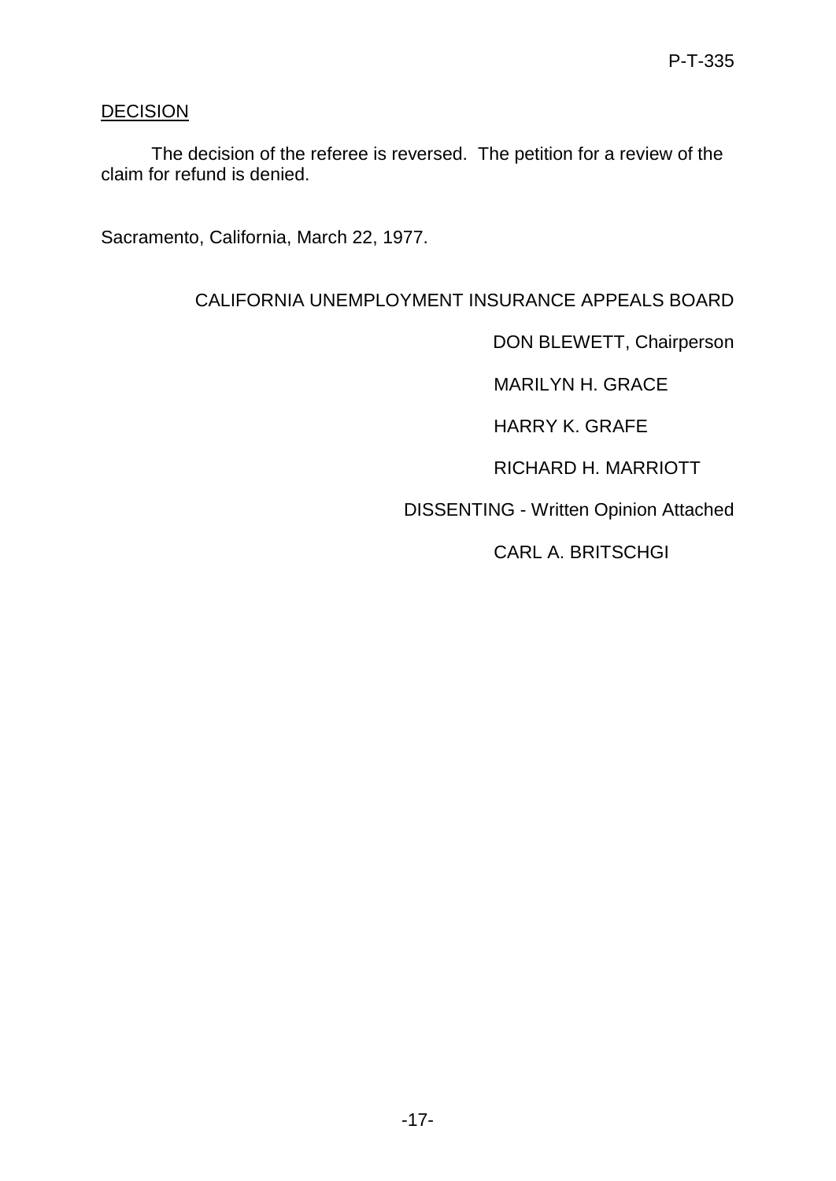DECISION

The decision of the referee is reversed. The petition for a review of the claim for refund is denied.

Sacramento, California, March 22, 1977.

CALIFORNIA UNEMPLOYMENT INSURANCE APPEALS BOARD

DON BLEWETT, Chairperson

MARILYN H. GRACE

HARRY K. GRAFE

RICHARD H. MARRIOTT

DISSENTING - Written Opinion Attached

CARL A. BRITSCHGI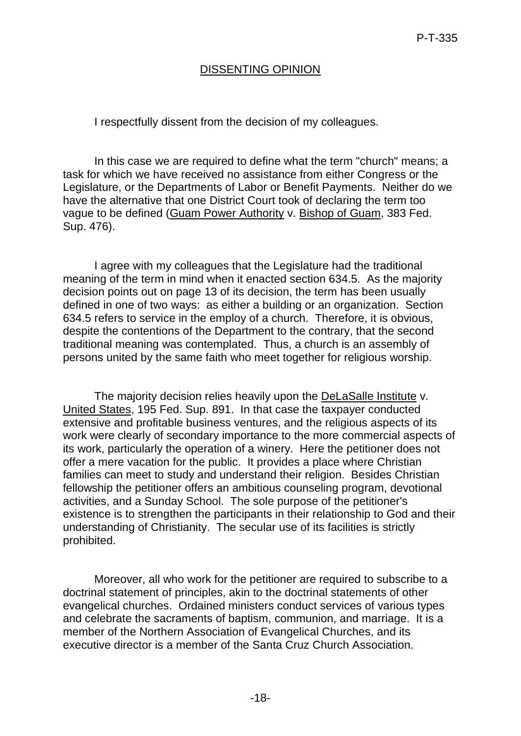## DISSENTING OPINION

I respectfully dissent from the decision of my colleagues.

In this case we are required to define what the term "church" means; a task for which we have received no assistance from either Congress or the Legislature, or the Departments of Labor or Benefit Payments. Neither do we have the alternative that one District Court took of declaring the term too vague to be defined (Guam Power Authority v. Bishop of Guam, 383 Fed. Sup. 476).

I agree with my colleagues that the Legislature had the traditional meaning of the term in mind when it enacted section 634.5. As the majority decision points out on page 13 of its decision, the term has been usually defined in one of two ways: as either a building or an organization. Section 634.5 refers to service in the employ of a church. Therefore, it is obvious, despite the contentions of the Department to the contrary, that the second traditional meaning was contemplated. Thus, a church is an assembly of persons united by the same faith who meet together for religious worship.

The majority decision relies heavily upon the DeLaSalle Institute v. United States, 195 Fed. Sup. 891. In that case the taxpayer conducted extensive and profitable business ventures, and the religious aspects of its work were clearly of secondary importance to the more commercial aspects of its work, particularly the operation of a winery. Here the petitioner does not offer a mere vacation for the public. It provides a place where Christian families can meet to study and understand their religion. Besides Christian fellowship the petitioner offers an ambitious counseling program, devotional activities, and a Sunday School. The sole purpose of the petitioner's existence is to strengthen the participants in their relationship to God and their understanding of Christianity. The secular use of its facilities is strictly prohibited.

Moreover, all who work for the petitioner are required to subscribe to a doctrinal statement of principles, akin to the doctrinal statements of other evangelical churches. Ordained ministers conduct services of various types and celebrate the sacraments of baptism, communion, and marriage. It is a member of the Northern Association of Evangelical Churches, and its executive director is a member of the Santa Cruz Church Association.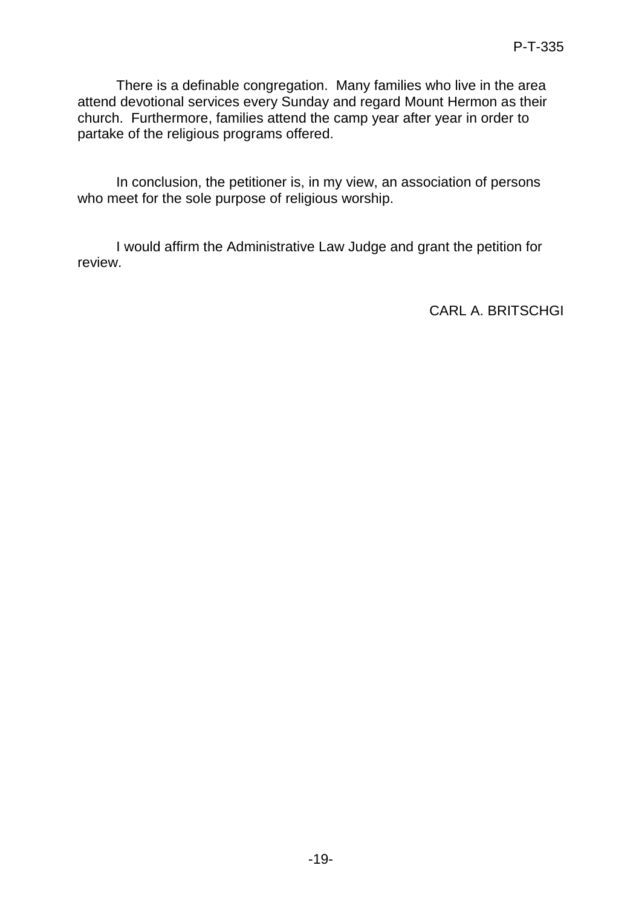There is a definable congregation. Many families who live in the area attend devotional services every Sunday and regard Mount Hermon as their church. Furthermore, families attend the camp year after year in order to partake of the religious programs offered.

In conclusion, the petitioner is, in my view, an association of persons who meet for the sole purpose of religious worship.

I would affirm the Administrative Law Judge and grant the petition for review.

CARL A. BRITSCHGI